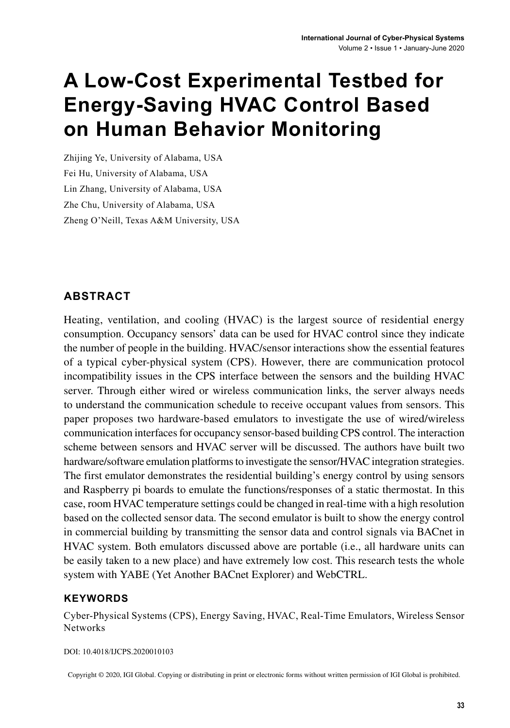# A Low-Cost Experimental Testbed for Energy-Saving HVAC Control Based on Human Behavior Monitoring

Zhijing Ye, University of Alabama, USA

Fei Hu, University of Alabama, USA

Lin Zhang, University of Alabama, USA

Zhe Chu, University of Alabama, USA

Zheng O'Neill, Texas A&M University, USA

## ABSTRACT

Heating, ventilation, and cooling (HVAC) is the largest source of residential energy consumption. Occupancy sensors' data can be used for HVAC control since they indicate the number of people in the building. HVAC/sensor interactions show the essential features of a typical cyber-physical system (CPS). However, there are communication protocol incompatibility issues in the CPS interface between the sensors and the building HVAC server. Through either wired or wireless communication links, the server always needs to understand the communication schedule to receive occupant values from sensors. This paper proposes two hardware-based emulators to investigate the use of wired/wireless communication interfaces for occupancy sensor-based building CPS control. The interaction scheme between sensors and HVAC server will be discussed. The authors have built two hardware/software emulation platforms to investigate the sensor/HVAC integration strategies. The first emulator demonstrates the residential building's energy control by using sensors and Raspberry pi boards to emulate the functions/responses of a static thermostat. In this case, room HVAC temperature settings could be changed in real-time with a high resolution based on the collected sensor data. The second emulator is built to show the energy control in commercial building by transmitting the sensor data and control signals via BACnet in HVAC system. Both emulators discussed above are portable (i.e., all hardware units can be easily taken to a new place) and have extremely low cost. This research tests the whole system with YABE (Yet Another BACnet Explorer) and WebCTRL.

## KEYWORDS

Cyber-Physical Systems (CPS), Energy Saving, HVAC, Real-Time Emulators, Wireless Sensor Networks

DOI: 10.4018/IJCPS.2020010103

Copyright © 2020, IGI Global. Copying or distributing in print or electronic forms without written permission of IGI Global is prohibited.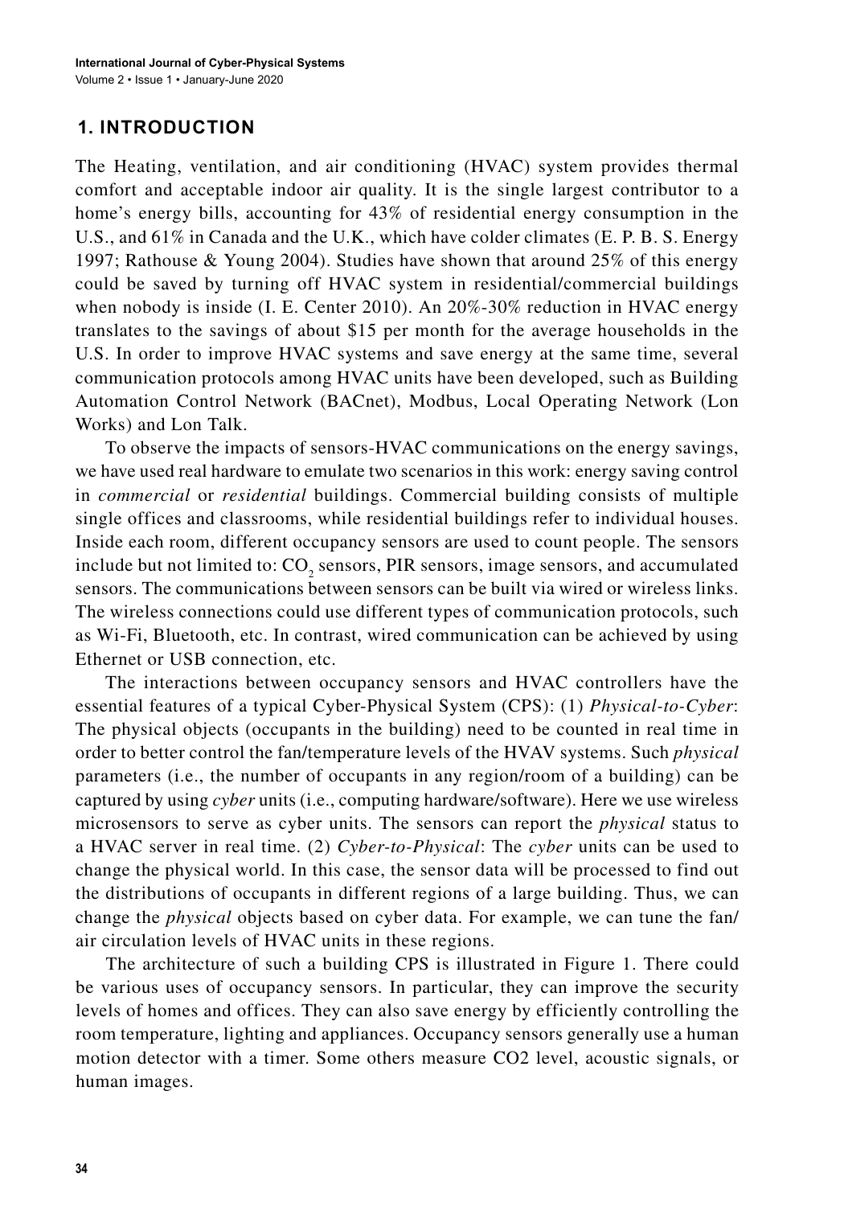## 1. INTRODUCTION

The Heating, ventilation, and air conditioning (HVAC) system provides thermal comfort and acceptable indoor air quality. It is the single largest contributor to a home's energy bills, accounting for 43% of residential energy consumption in the U.S., and 61% in Canada and the U.K., which have colder climates (E. P. B. S. Energy 1997; Rathouse & Young 2004). Studies have shown that around 25% of this energy could be saved by turning off HVAC system in residential/commercial buildings when nobody is inside (I. E. Center 2010). An 20%-30% reduction in HVAC energy translates to the savings of about $15 per month for the average households in the U.S. In order to improve HVAC systems and save energy at the same time, several communication protocols among HVAC units have been developed, such as Building Automation Control Network (BACnet), Modbus, Local Operating Network (Lon Works) and Lon Talk.

To observe the impacts of sensors-HVAC communications on the energy savings, we have used real hardware to emulate two scenarios in this work: energy saving control in *commercial* or *residential* buildings. Commercial building consists of multiple single offices and classrooms, while residential buildings refer to individual houses. Inside each room, different occupancy sensors are used to count people. The sensors include but not limited to: $CO_2$ sensors, PIR sensors, image sensors, and accumulated sensors. The communications between sensors can be built via wired or wireless links. The wireless connections could use different types of communication protocols, such as Wi-Fi, Bluetooth, etc. In contrast, wired communication can be achieved by using Ethernet or USB connection, etc.

The interactions between occupancy sensors and HVAC controllers have the essential features of a typical Cyber-Physical System (CPS): (1) *Physical-to-Cyber*: The physical objects (occupants in the building) need to be counted in real time in order to better control the fan/temperature levels of the HVAV systems. Such *physical* parameters (i.e., the number of occupants in any region/room of a building) can be captured by using *cyber* units (i.e., computing hardware/software). Here we use wireless microsensors to serve as cyber units. The sensors can report the *physical* status to a HVAC server in real time. (2) *Cyber-to-Physical*: The *cyber* units can be used to change the physical world. In this case, the sensor data will be processed to find out the distributions of occupants in different regions of a large building. Thus, we can change the *physical* objects based on cyber data. For example, we can tune the fan/air circulation levels of HVAC units in these regions.

The architecture of such a building CPS is illustrated in Figure 1. There could be various uses of occupancy sensors. In particular, they can improve the security levels of homes and offices. They can also save energy by efficiently controlling the room temperature, lighting and appliances. Occupancy sensors generally use a human motion detector with a timer. Some others measure $CO_2$ level, acoustic signals, or human images.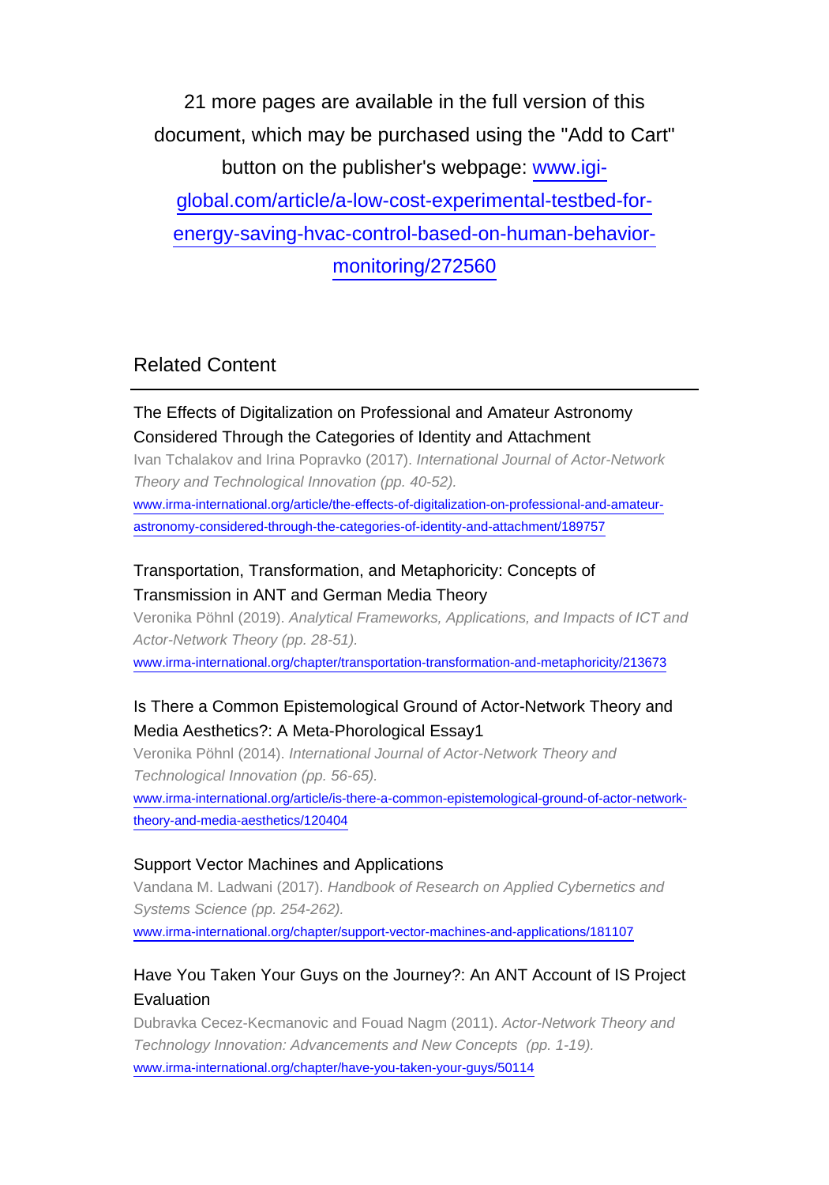21 more pages are available in the full version of this document, which may be purchased using the "Add to Cart" button on the publisher's webpage: www.igi-global.com/article/a-low-cost-experimental-testbed-for-energy-saving-hvac-control-based-on-human-behavior-monitoring/272560

## Related Content

The Effects of Digitalization on Professional and Amateur Astronomy Considered Through the Categories of Identity and Attachment
Ivan Tchalakov and Irina Popravko (2017). *International Journal of Actor-Network Theory and Technological Innovation (pp. 40-52).*
www.irma-international.org/article/the-effects-of-digitalization-on-professional-and-amateur-astronomy-considered-through-the-categories-of-identity-and-attachment/189757

Transportation, Transformation, and Metaphoricity: Concepts of Transmission in ANT and German Media Theory
Veronika Pöhnl (2019). *Analytical Frameworks, Applications, and Impacts of ICT and Actor-Network Theory (pp. 28-51).*
www.irma-international.org/chapter/transportation-transformation-and-metaphoricity/213673

Is There a Common Epistemological Ground of Actor-Network Theory and Media Aesthetics?: A Meta-Phorological Essay1
Veronika Pöhnl (2014). *International Journal of Actor-Network Theory and Technological Innovation (pp. 56-65).*
www.irma-international.org/article/is-there-a-common-epistemological-ground-of-actor-network-theory-and-media-aesthetics/120404

Support Vector Machines and Applications
Vandana M. Ladwani (2017). *Handbook of Research on Applied Cybernetics and Systems Science (pp. 254-262).*
www.irma-international.org/chapter/support-vector-machines-and-applications/181107

Have You Taken Your Guys on the Journey?: An ANT Account of IS Project Evaluation
Dubravka Cecez-Kecmanovic and Fouad Nagm (2011). *Actor-Network Theory and Technology Innovation: Advancements and New Concepts (pp. 1-19).*
www.irma-international.org/chapter/have-you-taken-your-guys/50114